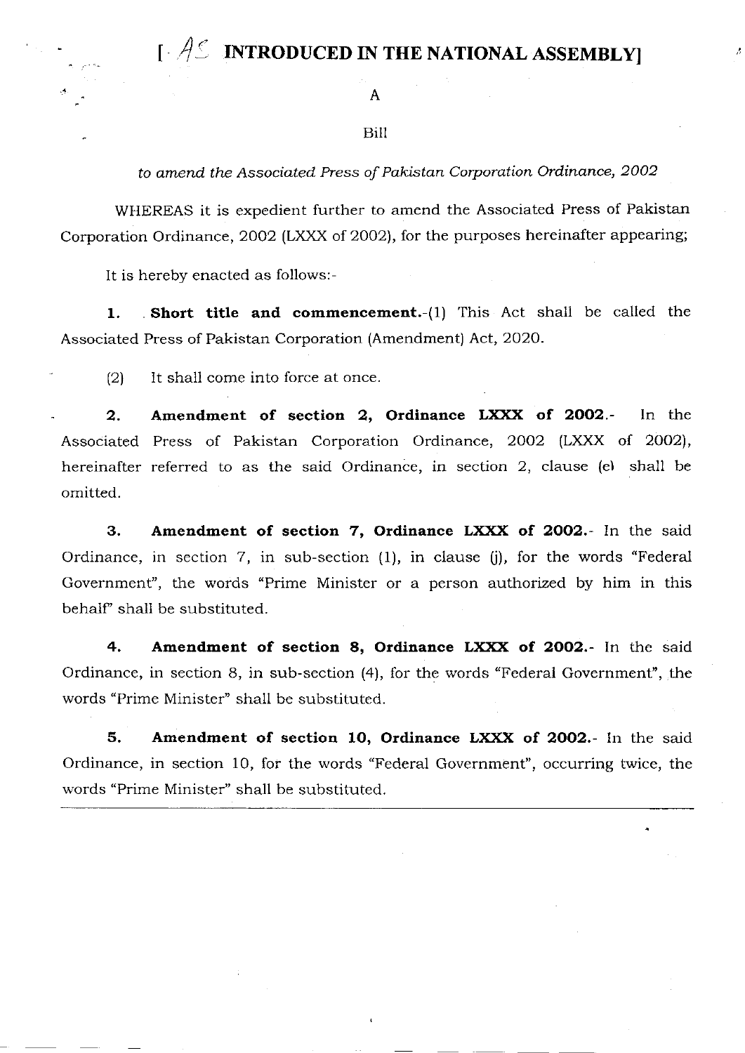# [AS INTRODUCED IN THE NATIONAL ASSEMBLY]

A

Bill

*to amend the Associated Press of Pakistan Corporation Ordinance, 2002*

WHEREAS it is expedient further to amend the Associated Press of Pakistan Corporation Ordinance, 2002 (LXXX of 2002), for the purposes hereinafter appearing;

It is hereby enacted as follows:-

**1. Short title and commencement.**-(1) This Act shall be called the Associated Press of Pakistan Corporation (Amendment) Act, 2020.

(2) It shall come into force at once.

**2. Amendment of section 2, Ordinance LXXX of 2002.**- In the Associated Press of Pakistan Corporation Ordinance, 2002 (LXXX of 2002), hereinafter referred to as the said Ordinance, in section 2, clause (e) shall be omitted.

**3. Amendment of section 7, Ordinance LXXX of 2002.**- In the said Ordinance, in section 7, in sub-section (1), in clause (j), for the words "Federal Government", the words "Prime Minister or a person authorized by him in this behalf" shall be substituted.

**4. Amendment of section 8, Ordinance LXXX of 2002.**- In the said Ordinance, in section 8, in sub-section (4), for the words "Federal Government", the words "Prime Minister" shall be substituted.

**5. Amendment of section 10, Ordinance LXXX of 2002.**- In the said Ordinance, in section 10, for the words "Federal Government", occurring twice, the words "Prime Minister" shall be substituted.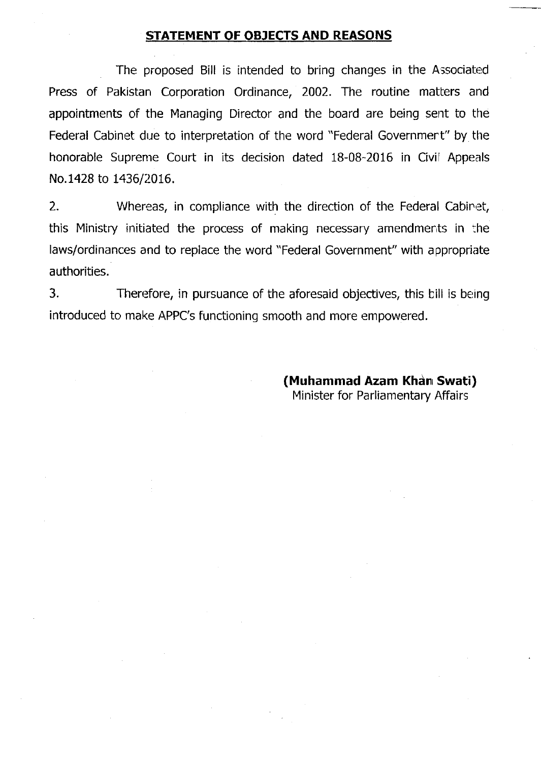## STATEMENT OF OBJECTS AND REASONS

The proposed Bill is intended to bring changes in the Associated Press of Pakistan Corporation Ordinance, 2002. The routine matters and appointments of the Managing Director and the board are being sent to the Federal Cabinet due to interpretation of the word "Federal Government" by the honorable Supreme Court in its decision dated 18-08-2016 in Civil Appeals No.1428 to 1436/2016.

2. Whereas, in compliance with the direction of the Federal Cabinet, this Ministry initiated the process of making necessary amendments in the laws/ordinances and to replace the word "Federal Government" with appropriate authorities.

3. Therefore, in pursuance of the aforesaid objectives, this bill is being introduced to make APPC's functioning smooth and more empowered.

**(Muhammad Azam Khan Swati)**
Minister for Parliamentary Affairs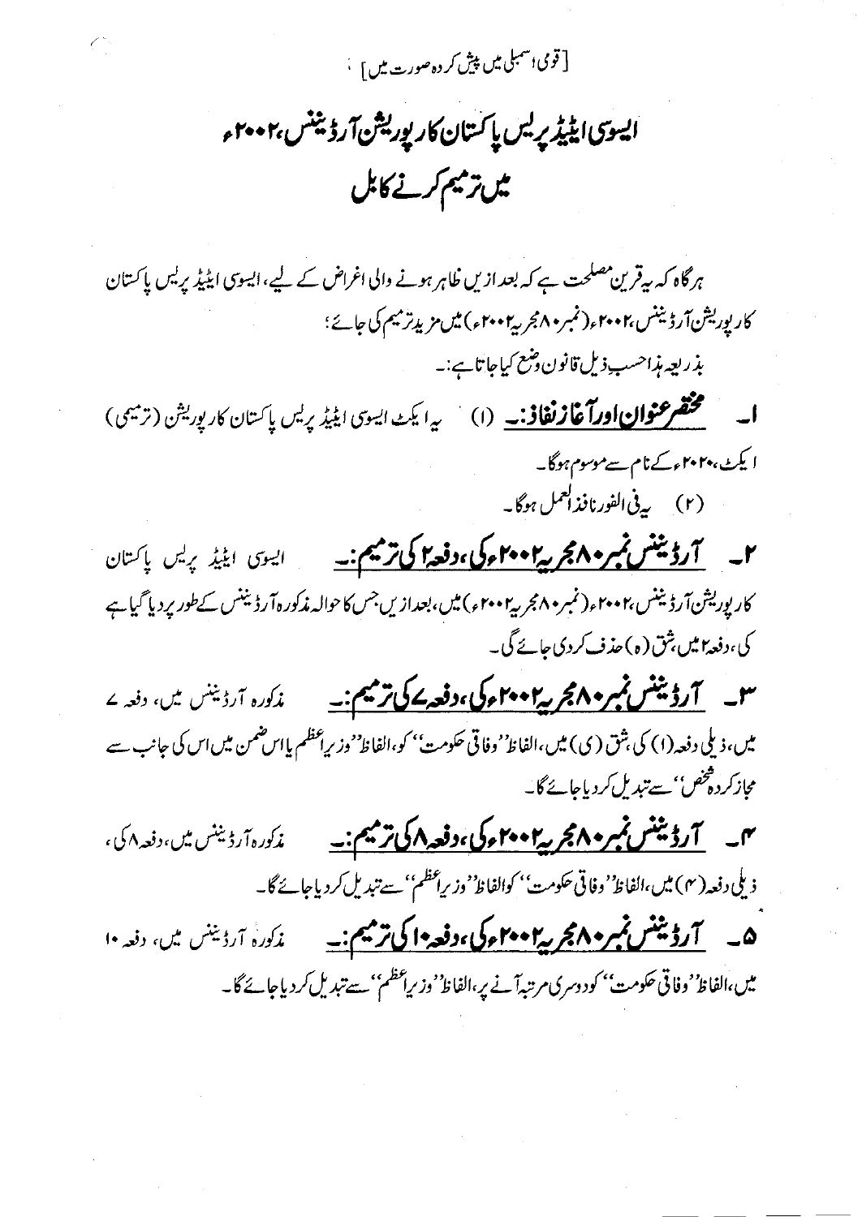[قومی اسمبلی میں پیش کردہ صورت میں]

# ایسوسی ایٹیڈ پریس پاکستان کارپوریشن آرڈیننس، ۲۰۰۲ء میں ترمیم کرنے کا بل

ہر گاہ کہ یہ قرین مصلحت ہے کہ بعد ازیں ظاہر ہونے والی اغراض کے لیے، ایسوسی ایٹیڈ پریس پاکستان کارپوریشن آرڈیننس، ۲۰۰۲ء (نمبر ۸۰ مجریہ ۲۰۰۲ء) میں مزید ترمیم کی جائے؛

بذریعہ ہذا حسب ذیل قانون وضع کیا جاتا ہے:۔

۱۔ **مختصر عنوان اور آغاز نفاذ:۔** (۱) یہ ایکٹ ایسوسی ایٹیڈ پریس پاکستان کارپوریشن (ترمیمی) ایکٹ، ۲۰۲۰ء کے نام سے موسوم ہوگا۔

(۲) یہ فی الفور نافذ العمل ہوگا۔

۲۔ **آرڈیننس نمبر ۸۰ مجریہ ۲۰۰۲ء کی، دفعہ ۲ کی ترمیم:۔** ایسوسی ایٹیڈ پریس پاکستان کارپوریشن آرڈیننس، ۲۰۰۲ء (نمبر ۸۰ مجریہ ۲۰۰۲ء) میں، بعد ازیں جس کا حوالہ مذکورہ آرڈیننس کے طور پر دیا گیا ہے کی، دفعہ ۲ میں، شق (ہ) حذف کردی جائے گی۔

۳۔ **آرڈیننس نمبر ۸۰ مجریہ ۲۰۰۲ء کی، دفعہ ۷ کی ترمیم:۔** مذکورہ آرڈیننس میں، دفعہ ۷ میں، ذیلی دفعہ (۱) کی، شق (ی) میں، الفاظ ''وفاقی حکومت'' کو، الفاظ ''وزیراعظم یا اس ضمن میں اس کی جانب سے مجاز کردہ شخص'' سے تبدیل کردیا جائے گا۔

۴۔ **آرڈیننس نمبر ۸۰ مجریہ ۲۰۰۲ء کی، دفعہ ۸ کی ترمیم:۔** مذکورہ آرڈیننس میں، دفعہ ۸ کی، ذیلی دفعہ (۴) میں، الفاظ ''وفاقی حکومت'' کو الفاظ ''وزیراعظم'' سے تبدیل کردیا جائے گا۔

۵۔ **آرڈیننس نمبر ۸۰ مجریہ ۲۰۰۲ء کی، دفعہ ۱۰ کی ترمیم:۔** مذکورہ آرڈیننس میں، دفعہ ۱۰ میں، الفاظ ''وفاقی حکومت'' کو دوسری مرتبہ آنے پر، الفاظ ''وزیراعظم'' سے تبدیل کردیا جائے گا۔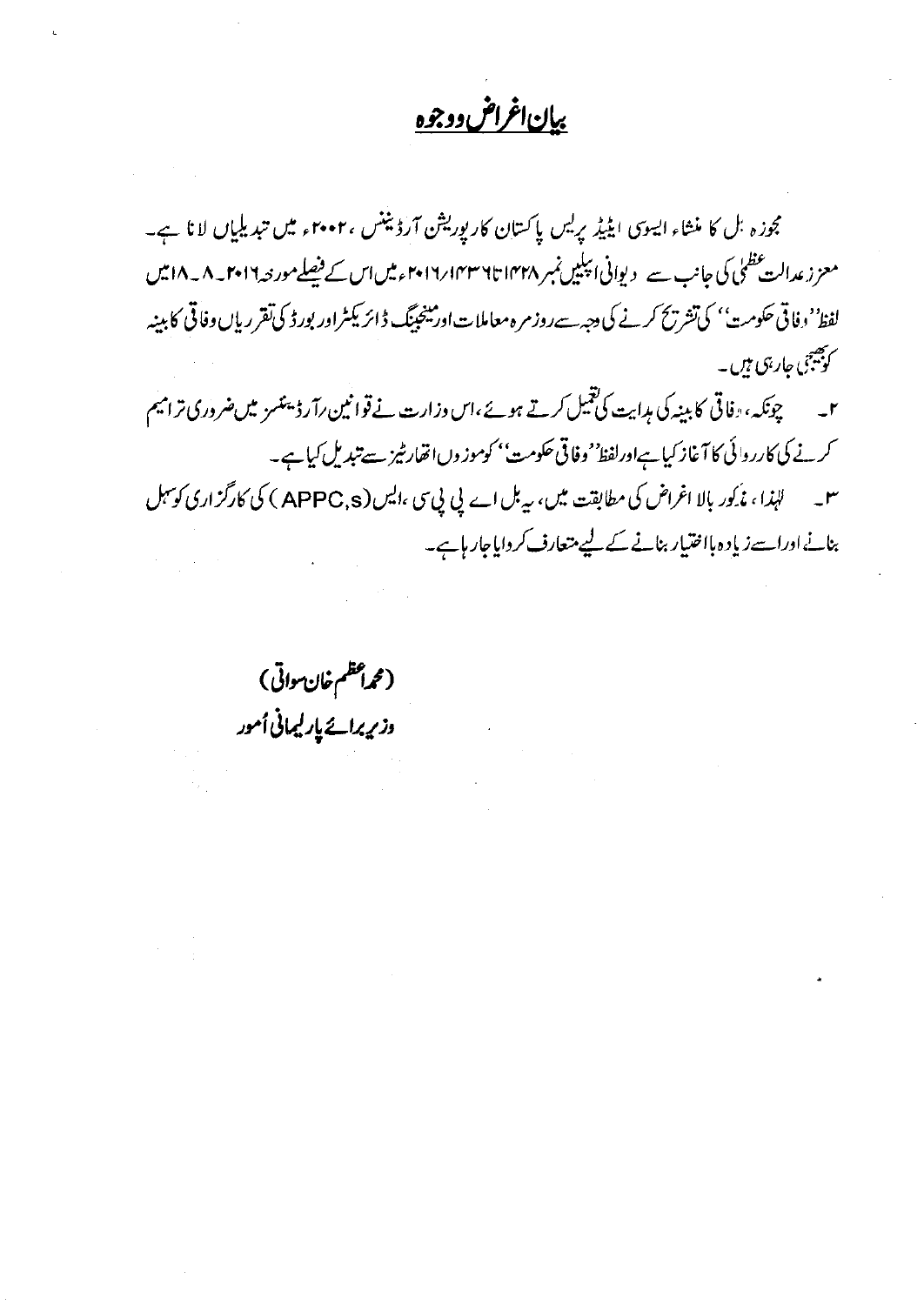# بیان اغراض ووجوہ

مجوزہ بل کا منشاء ایسوسی ایٹیڈ پریس پاکستان کارپوریشن آرڈیننس ، ۲۰۰۲ء میں تبدیلیاں لانا ہے۔ معزز عدالت عظمیٰ کی جانب سے دیوانی اپیلیں نمبر ۱۴۲۸ تا ۱۴۳۶/۲۰۱۶ء میں اس کے فیصلے مورخہ ۲۰۱۶۔۸۔۱۸ میں لفظ ''وفاقی حکومت'' کی تشریح کرنے کی وجہ سے روزمرہ معاملات اور مینجنگ ڈائریکٹر اور بورڈ کی تقرریاں وفاقی کابینہ کو بھیجی جا رہی ہیں۔

۲۔ چونکہ، وفاقی کابینہ کی ہدایت کی تعمیل کرتے ہوئے، اس وزارت نے قوانین رآرڈیننسز میں ضروری ترامیم کرنے کی کارروائی کا آغاز کیا ہے اور لفظ ''وفاقی حکومت'' کو موزوں اتھارٹیز سے تبدیل کیا ہے۔

۳۔ لہٰذا، مذکور بالا اغراض کی مطابقت میں، یہ بل اے پی پی سی ،ایس (APPC,s) کی کارگزاری کو سہل بنانے اور اسے زیادہ با اختیار بنانے کے لیے متعارف کروایا جا رہا ہے۔

**(محمد اعظم خان سواتی)**
**وزیر برائے پارلیمانی اُمور**